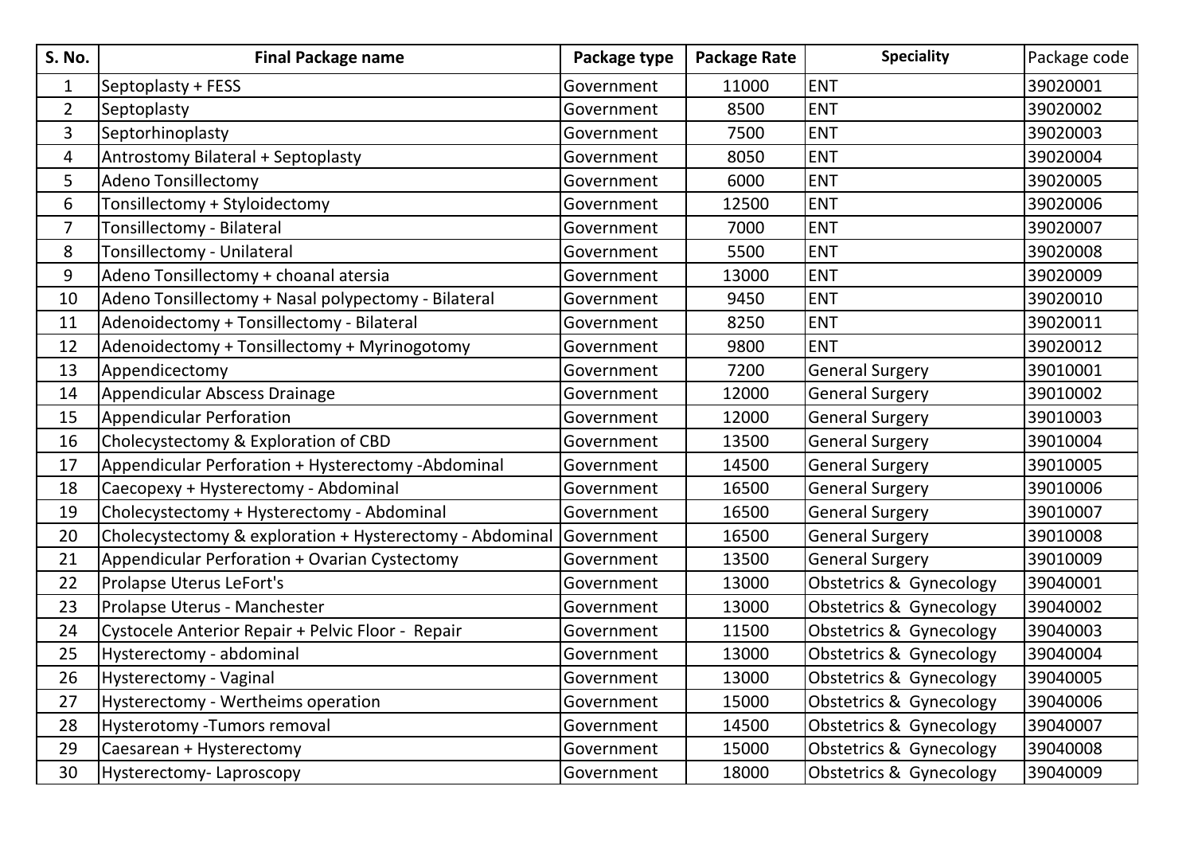| S. No. | Final Package name | Package type | Package Rate | Speciality | Package code |
|---|---|---|---|---|---|
| 1 | Septoplasty + FESS | Government | 11000 | ENT | 39020001 |
| 2 | Septoplasty | Government | 8500 | ENT | 39020002 |
| 3 | Septorhinoplasty | Government | 7500 | ENT | 39020003 |
| 4 | Antrostomy Bilateral + Septoplasty | Government | 8050 | ENT | 39020004 |
| 5 | Adeno Tonsillectomy | Government | 6000 | ENT | 39020005 |
| 6 | Tonsillectomy + Styloidectomy | Government | 12500 | ENT | 39020006 |
| 7 | Tonsillectomy - Bilateral | Government | 7000 | ENT | 39020007 |
| 8 | Tonsillectomy - Unilateral | Government | 5500 | ENT | 39020008 |
| 9 | Adeno Tonsillectomy + choanal atersia | Government | 13000 | ENT | 39020009 |
| 10 | Adeno Tonsillectomy + Nasal polypectomy - Bilateral | Government | 9450 | ENT | 39020010 |
| 11 | Adenoidectomy + Tonsillectomy - Bilateral | Government | 8250 | ENT | 39020011 |
| 12 | Adenoidectomy + Tonsillectomy + Myrinogotomy | Government | 9800 | ENT | 39020012 |
| 13 | Appendicectomy | Government | 7200 | General Surgery | 39010001 |
| 14 | Appendicular Abscess Drainage | Government | 12000 | General Surgery | 39010002 |
| 15 | Appendicular Perforation | Government | 12000 | General Surgery | 39010003 |
| 16 | Cholecystectomy & Exploration of CBD | Government | 13500 | General Surgery | 39010004 |
| 17 | Appendicular Perforation + Hysterectomy -Abdominal | Government | 14500 | General Surgery | 39010005 |
| 18 | Caecopexy + Hysterectomy - Abdominal | Government | 16500 | General Surgery | 39010006 |
| 19 | Cholecystectomy + Hysterectomy - Abdominal | Government | 16500 | General Surgery | 39010007 |
| 20 | Cholecystectomy & exploration + Hysterectomy - Abdominal | Government | 16500 | General Surgery | 39010008 |
| 21 | Appendicular Perforation + Ovarian Cystectomy | Government | 13500 | General Surgery | 39010009 |
| 22 | Prolapse Uterus LeFort's | Government | 13000 | Obstetrics & Gynecology | 39040001 |
| 23 | Prolapse Uterus - Manchester | Government | 13000 | Obstetrics & Gynecology | 39040002 |
| 24 | Cystocele Anterior Repair + Pelvic Floor - Repair | Government | 11500 | Obstetrics & Gynecology | 39040003 |
| 25 | Hysterectomy - abdominal | Government | 13000 | Obstetrics & Gynecology | 39040004 |
| 26 | Hysterectomy - Vaginal | Government | 13000 | Obstetrics & Gynecology | 39040005 |
| 27 | Hysterectomy - Wertheims operation | Government | 15000 | Obstetrics & Gynecology | 39040006 |
| 28 | Hysterotomy -Tumors removal | Government | 14500 | Obstetrics & Gynecology | 39040007 |
| 29 | Caesarean + Hysterectomy | Government | 15000 | Obstetrics & Gynecology | 39040008 |
| 30 | Hysterectomy- Laproscopy | Government | 18000 | Obstetrics & Gynecology | 39040009 |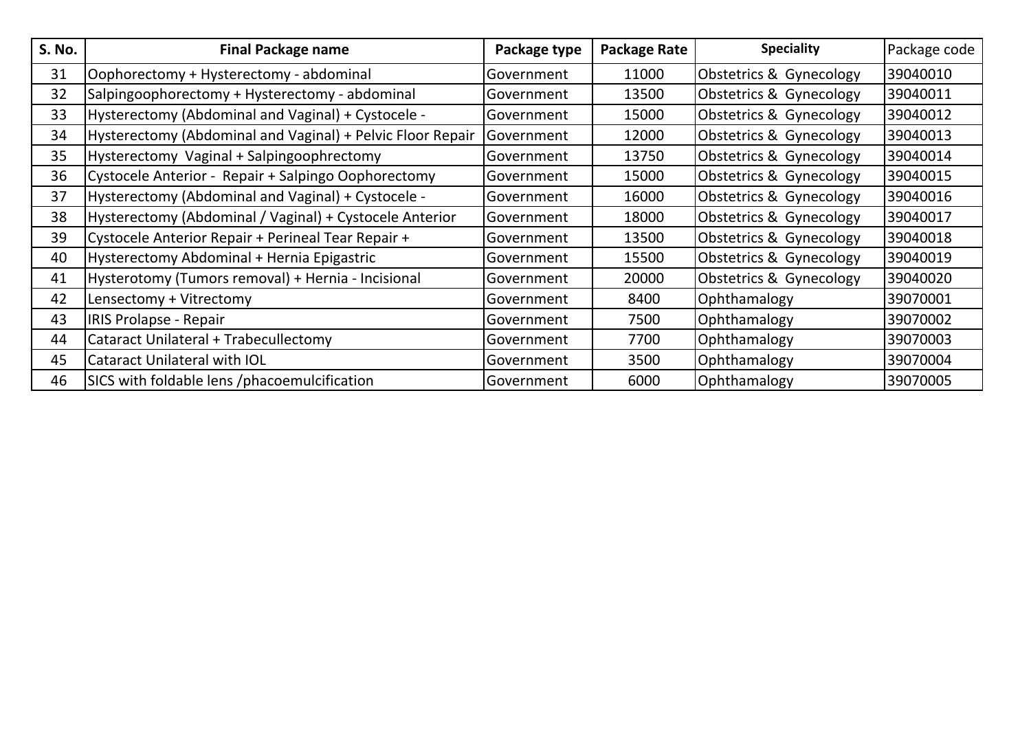| S. No. | Final Package name | Package type | Package Rate | Speciality | Package code |
|---|---|---|---|---|---|
| 31 | Oophorectomy + Hysterectomy - abdominal | Government | 11000 | Obstetrics & Gynecology | 39040010 |
| 32 | Salpingoophorectomy + Hysterectomy - abdominal | Government | 13500 | Obstetrics & Gynecology | 39040011 |
| 33 | Hysterectomy (Abdominal and Vaginal) + Cystocele - | Government | 15000 | Obstetrics & Gynecology | 39040012 |
| 34 | Hysterectomy (Abdominal and Vaginal) + Pelvic Floor Repair | Government | 12000 | Obstetrics & Gynecology | 39040013 |
| 35 | Hysterectomy Vaginal + Salpingoophrectomy | Government | 13750 | Obstetrics & Gynecology | 39040014 |
| 36 | Cystocele Anterior - Repair + Salpingo Oophorectomy | Government | 15000 | Obstetrics & Gynecology | 39040015 |
| 37 | Hysterectomy (Abdominal and Vaginal) + Cystocele - | Government | 16000 | Obstetrics & Gynecology | 39040016 |
| 38 | Hysterectomy (Abdominal / Vaginal) + Cystocele Anterior | Government | 18000 | Obstetrics & Gynecology | 39040017 |
| 39 | Cystocele Anterior Repair + Perineal Tear Repair + | Government | 13500 | Obstetrics & Gynecology | 39040018 |
| 40 | Hysterectomy Abdominal + Hernia Epigastric | Government | 15500 | Obstetrics & Gynecology | 39040019 |
| 41 | Hysterotomy (Tumors removal) + Hernia - Incisional | Government | 20000 | Obstetrics & Gynecology | 39040020 |
| 42 | Lensectomy + Vitrectomy | Government | 8400 | Ophthamalogy | 39070001 |
| 43 | IRIS Prolapse - Repair | Government | 7500 | Ophthamalogy | 39070002 |
| 44 | Cataract Unilateral + Trabecullectomy | Government | 7700 | Ophthamalogy | 39070003 |
| 45 | Cataract Unilateral with IOL | Government | 3500 | Ophthamalogy | 39070004 |
| 46 | SICS with foldable lens /phacoemulcification | Government | 6000 | Ophthamalogy | 39070005 |